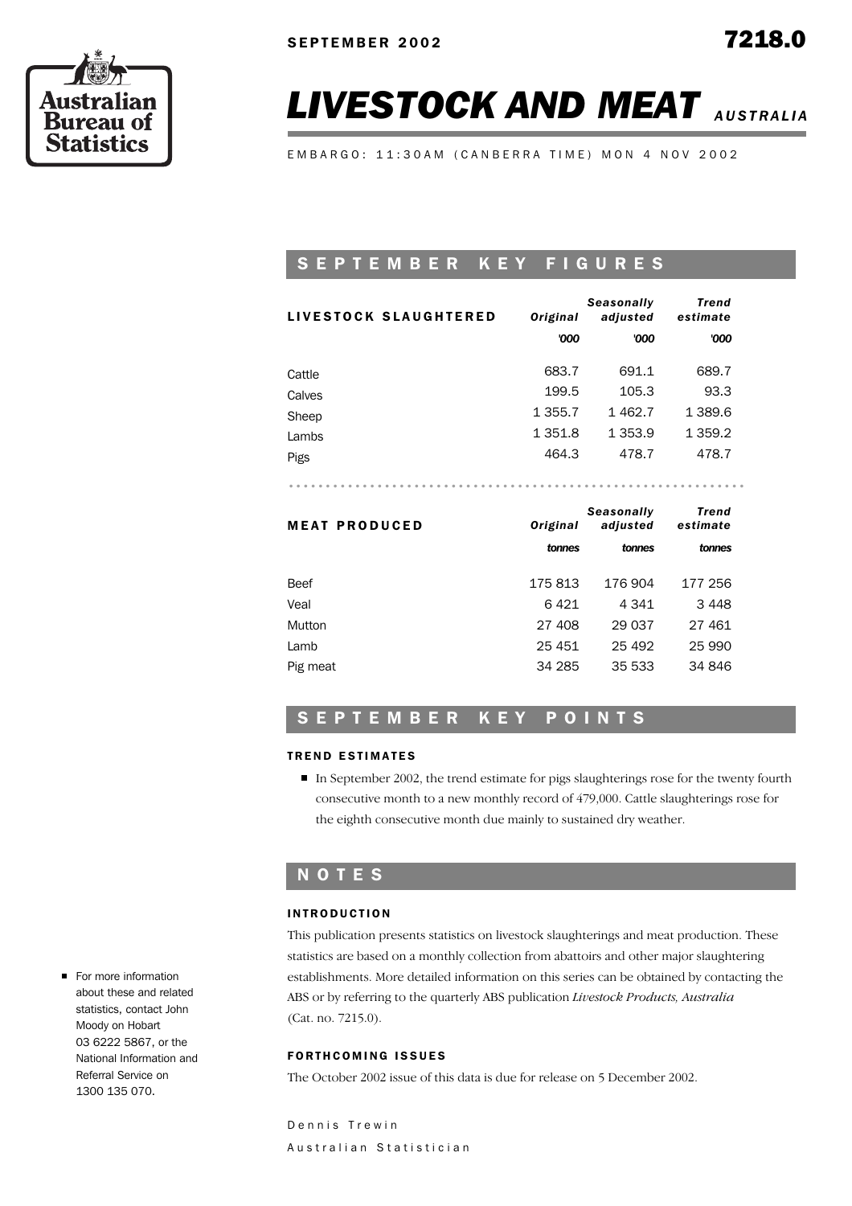SEPTEMBER 2002

7218.0

# LIVESTOCK AND MEAT *AUSTRALIA*

EMBARGO: 11:30AM (CANBERRA TIME) MON 4 NOV 2002

## SEPTEMBER KEY FIGURES

| LIVESTOCK SLAUGHTERED | *Original* | *Seasonally adjusted* | *Trend estimate* |
|---|---|---|---|
| | *'000* | *'000* | *'000* |
| Cattle | 683.7 | 691.1 | 689.7 |
| Calves | 199.5 | 105.3 | 93.3 |
| Sheep | 1 355.7 | 1 462.7 | 1 389.6 |
| Lambs | 1 351.8 | 1 353.9 | 1 359.2 |
| Pigs | 464.3 | 478.7 | 478.7 |

| MEAT PRODUCED | *Original* | *Seasonally adjusted* | *Trend estimate* |
|---|---|---|---|
| | *tonnes* | *tonnes* | *tonnes* |
| Beef | 175 813 | 176 904 | 177 256 |
| Veal | 6 421 | 4 341 | 3 448 |
| Mutton | 27 408 | 29 037 | 27 461 |
| Lamb | 25 451 | 25 492 | 25 990 |
| Pig meat | 34 285 | 35 533 | 34 846 |

## SEPTEMBER KEY POINTS

### TREND ESTIMATES

- In September 2002, the trend estimate for pigs slaughterings rose for the twenty fourth consecutive month to a new monthly record of 479,000. Cattle slaughterings rose for the eighth consecutive month due mainly to sustained dry weather.

## NOTES

### INTRODUCTION

This publication presents statistics on livestock slaughterings and meat production. These statistics are based on a monthly collection from abattoirs and other major slaughtering establishments. More detailed information on this series can be obtained by contacting the ABS or by referring to the quarterly ABS publication *Livestock Products, Australia* (Cat. no. 7215.0).

### FORTHCOMING ISSUES

The October 2002 issue of this data is due for release on 5 December 2002.

Dennis Trewin
Australian Statistician

- For more information about these and related statistics, contact John Moody on Hobart 03 6222 5867, or the National Information and Referral Service on 1300 135 070.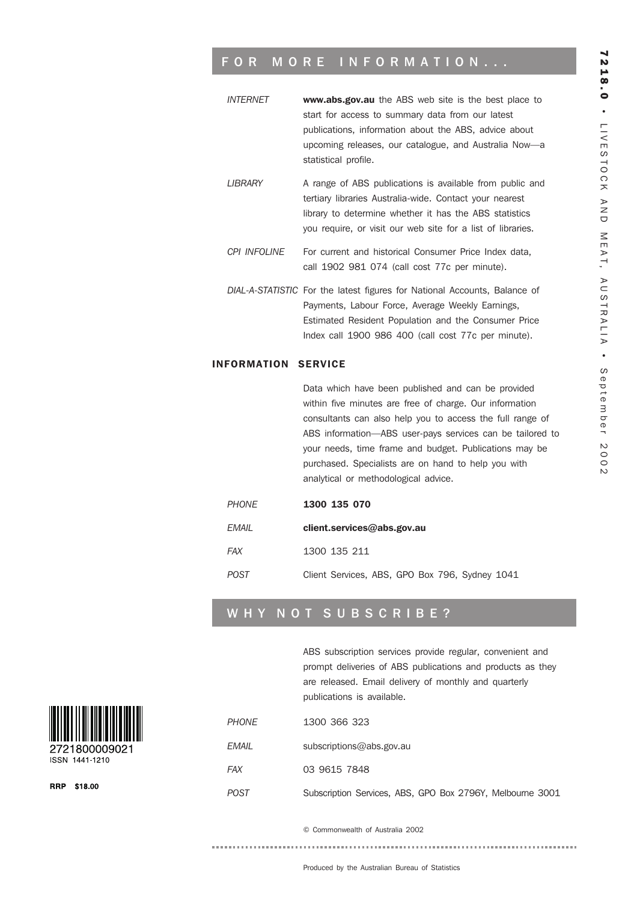## FOR MORE INFORMATION...

| | |
|---|---|
| *INTERNET* | **www.abs.gov.au** the ABS web site is the best place to start for access to summary data from our latest publications, information about the ABS, advice about upcoming releases, our catalogue, and Australia Now—a statistical profile. |
| *LIBRARY* | A range of ABS publications is available from public and tertiary libraries Australia-wide. Contact your nearest library to determine whether it has the ABS statistics you require, or visit our web site for a list of libraries. |
| *CPI INFOLINE* | For current and historical Consumer Price Index data, call 1902 981 074 (call cost 77c per minute). |
| *DIAL-A-STATISTIC* | For the latest figures for National Accounts, Balance of Payments, Labour Force, Average Weekly Earnings, Estimated Resident Population and the Consumer Price Index call 1900 986 400 (call cost 77c per minute). |

### INFORMATION SERVICE

Data which have been published and can be provided within five minutes are free of charge. Our information consultants can also help you to access the full range of ABS information—ABS user-pays services can be tailored to your needs, time frame and budget. Publications may be purchased. Specialists are on hand to help you with analytical or methodological advice.

| | |
|---|---|
| *PHONE* | **1300 135 070** |
| *EMAIL* | **client.services@abs.gov.au** |
| *FAX* | 1300 135 211 |
| *POST* | Client Services, ABS, GPO Box 796, Sydney 1041 |

## WHY NOT SUBSCRIBE?

ABS subscription services provide regular, convenient and prompt deliveries of ABS publications and products as they are released. Email delivery of monthly and quarterly publications is available.

| | |
|---|---|
| *PHONE* | 1300 366 323 |
| *EMAIL* | subscriptions@abs.gov.au |
| *FAX* | 03 9615 7848 |
| *POST* | Subscription Services, ABS, GPO Box 2796Y, Melbourne 3001 |

2721800009021
ISSN 1441-1210

**RRP $18.00**

© Commonwealth of Australia 2002

Produced by the Australian Bureau of Statistics